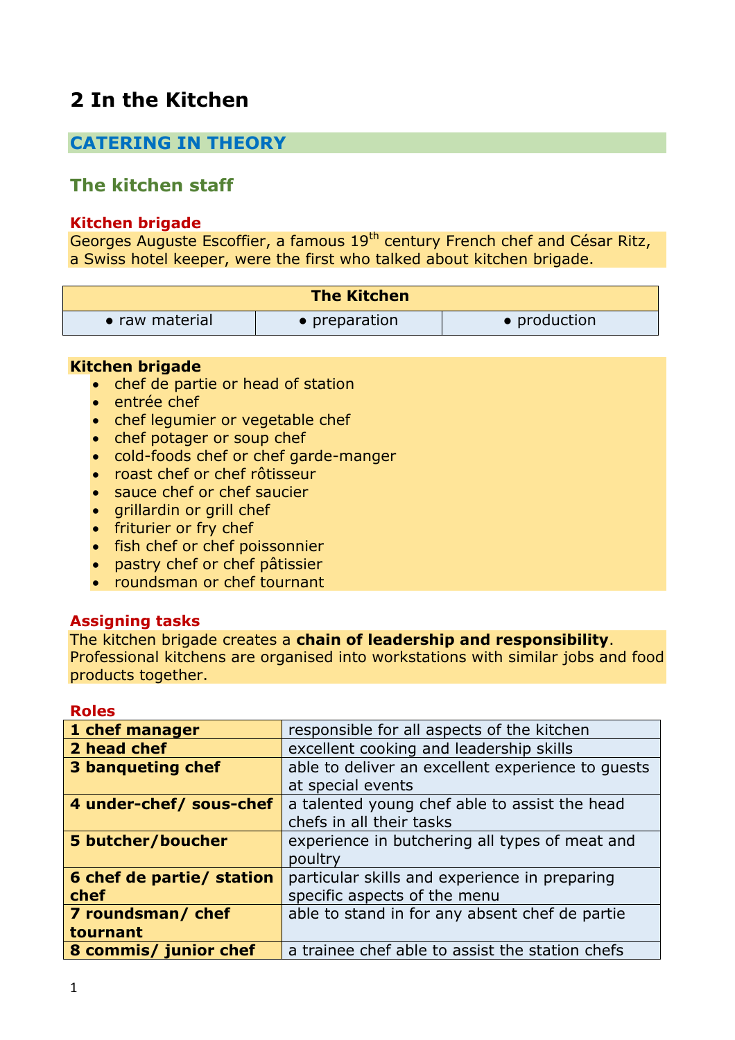# 2 In the Kitchen

## CATERING IN THEORY

### The kitchen staff

#### Kitchen brigade

Georges Auguste Escoffier, a famous 19th century French chef and César Ritz, a Swiss hotel keeper, were the first who talked about kitchen brigade.

| The Kitchen | | |
|---|---|---|
| • raw material | • preparation | • production |

**Kitchen brigade**

- chef de partie or head of station
- entrée chef
- chef legumier or vegetable chef
- chef potager or soup chef
- cold-foods chef or chef garde-manger
- roast chef or chef rôtisseur
- sauce chef or chef saucier
- grillardin or grill chef
- friturier or fry chef
- fish chef or chef poissonnier
- pastry chef or chef pâtissier
- roundsman or chef tournant

#### Assigning tasks

The kitchen brigade creates a **chain of leadership and responsibility**. Professional kitchens are organised into workstations with similar jobs and food products together.

#### Roles

| Role | Description |
|---|---|
| **1 chef manager** | responsible for all aspects of the kitchen |
| **2 head chef** | excellent cooking and leadership skills |
| **3 banqueting chef** | able to deliver an excellent experience to guests at special events |
| **4 under-chef/ sous-chef** | a talented young chef able to assist the head chefs in all their tasks |
| **5 butcher/boucher** | experience in butchering all types of meat and poultry |
| **6 chef de partie/ station chef** | particular skills and experience in preparing specific aspects of the menu |
| **7 roundsman/ chef tournant** | able to stand in for any absent chef de partie |
| **8 commis/ junior chef** | a trainee chef able to assist the station chefs |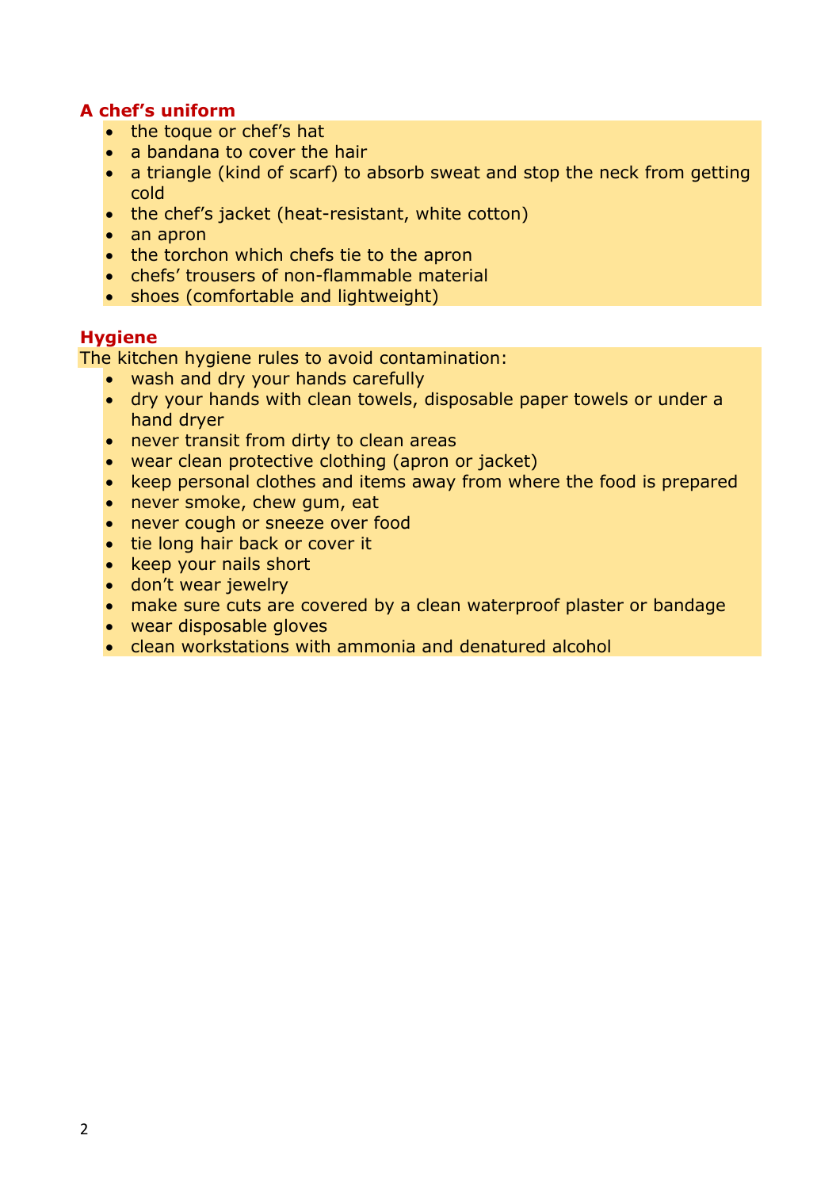## A chef's uniform

- the toque or chef's hat
- a bandana to cover the hair
- a triangle (kind of scarf) to absorb sweat and stop the neck from getting cold
- the chef's jacket (heat-resistant, white cotton)
- an apron
- the torchon which chefs tie to the apron
- chefs' trousers of non-flammable material
- shoes (comfortable and lightweight)

## Hygiene

The kitchen hygiene rules to avoid contamination:

- wash and dry your hands carefully
- dry your hands with clean towels, disposable paper towels or under a hand dryer
- never transit from dirty to clean areas
- wear clean protective clothing (apron or jacket)
- keep personal clothes and items away from where the food is prepared
- never smoke, chew gum, eat
- never cough or sneeze over food
- tie long hair back or cover it
- keep your nails short
- don't wear jewelry
- make sure cuts are covered by a clean waterproof plaster or bandage
- wear disposable gloves
- clean workstations with ammonia and denatured alcohol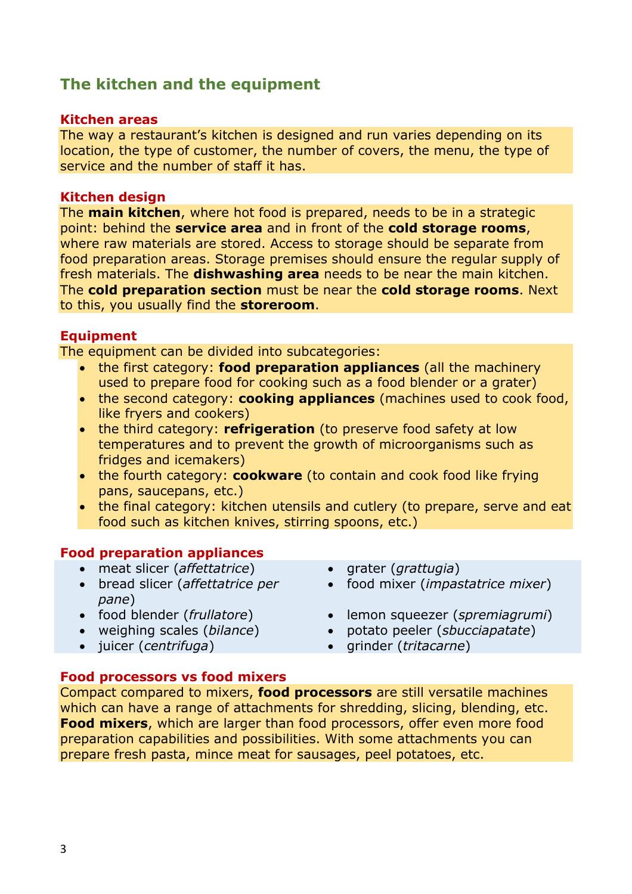## The kitchen and the equipment

### Kitchen areas

The way a restaurant's kitchen is designed and run varies depending on its location, the type of customer, the number of covers, the menu, the type of service and the number of staff it has.

### Kitchen design

The **main kitchen**, where hot food is prepared, needs to be in a strategic point: behind the **service area** and in front of the **cold storage rooms**, where raw materials are stored. Access to storage should be separate from food preparation areas. Storage premises should ensure the regular supply of fresh materials. The **dishwashing area** needs to be near the main kitchen. The **cold preparation section** must be near the **cold storage rooms**. Next to this, you usually find the **storeroom**.

### Equipment

The equipment can be divided into subcategories:

- the first category: **food preparation appliances** (all the machinery used to prepare food for cooking such as a food blender or a grater)
- the second category: **cooking appliances** (machines used to cook food, like fryers and cookers)
- the third category: **refrigeration** (to preserve food safety at low temperatures and to prevent the growth of microorganisms such as fridges and icemakers)
- the fourth category: **cookware** (to contain and cook food like frying pans, saucepans, etc.)
- the final category: kitchen utensils and cutlery (to prepare, serve and eat food such as kitchen knives, stirring spoons, etc.)

### Food preparation appliances

- meat slicer (*affettatrice*)
- bread slicer (*affettatrice per pane*)
- food blender (*frullatore*)
- weighing scales (*bilance*)
- juicer (*centrifuga*)
- grater (*grattugia*)
- food mixer (*impastatrice mixer*)
- lemon squeezer (*spremiagrumi*)
- potato peeler (*sbucciapatate*)
- grinder (*tritacarne*)

### Food processors vs food mixers

Compact compared to mixers, **food processors** are still versatile machines which can have a range of attachments for shredding, slicing, blending, etc. **Food mixers**, which are larger than food processors, offer even more food preparation capabilities and possibilities. With some attachments you can prepare fresh pasta, mince meat for sausages, peel potatoes, etc.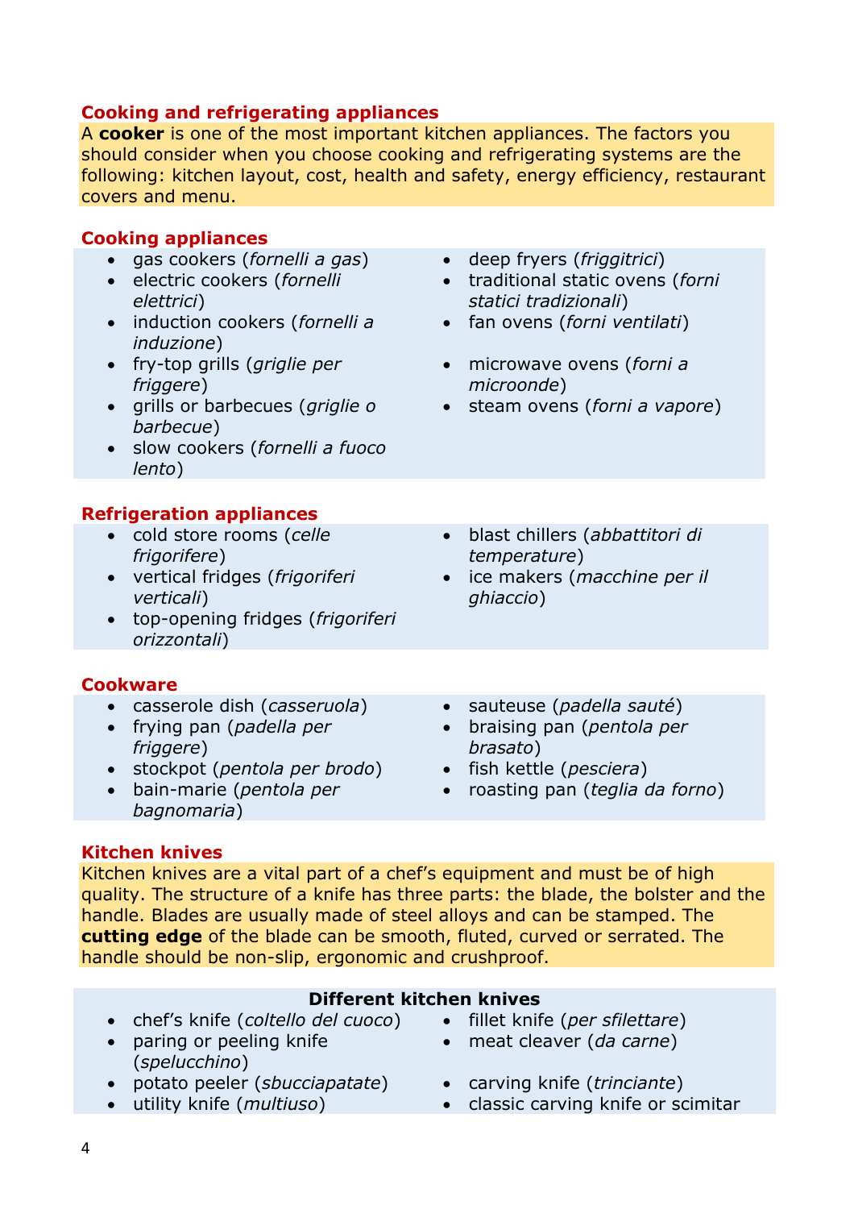## Cooking and refrigerating appliances

A **cooker** is one of the most important kitchen appliances. The factors you should consider when you choose cooking and refrigerating systems are the following: kitchen layout, cost, health and safety, energy efficiency, restaurant covers and menu.

## Cooking appliances

- gas cookers (*fornelli a gas*)
- electric cookers (*fornelli elettrici*)
- induction cookers (*fornelli a induzione*)
- fry-top grills (*griglie per friggere*)
- grills or barbecues (*griglie o barbecue*)
- slow cookers (*fornelli a fuoco lento*)
- deep fryers (*friggitrici*)
- traditional static ovens (*forni statici tradizionali*)
- fan ovens (*forni ventilati*)
- microwave ovens (*forni a microonde*)
- steam ovens (*forni a vapore*)

## Refrigeration appliances

- cold store rooms (*celle frigorifere*)
- vertical fridges (*frigoriferi verticali*)
- top-opening fridges (*frigoriferi orizzontali*)
- blast chillers (*abbattitori di temperature*)
- ice makers (*macchine per il ghiaccio*)

## Cookware

- casserole dish (*casseruola*)
- frying pan (*padella per friggere*)
- stockpot (*pentola per brodo*)
- bain-marie (*pentola per bagnomaria*)
- sauteuse (*padella sauté*)
- braising pan (*pentola per brasato*)
- fish kettle (*pesciera*)
- roasting pan (*teglia da forno*)

## Kitchen knives

Kitchen knives are a vital part of a chef's equipment and must be of high quality. The structure of a knife has three parts: the blade, the bolster and the handle. Blades are usually made of steel alloys and can be stamped. The **cutting edge** of the blade can be smooth, fluted, curved or serrated. The handle should be non-slip, ergonomic and crushproof.

**Different kitchen knives**

- chef's knife (*coltello del cuoco*)
- paring or peeling knife (*spelucchino*)
- potato peeler (*sbucciapatate*)
- utility knife (*multiuso*)
- fillet knife (*per sfilettare*)
- meat cleaver (*da carne*)
- carving knife (*trinciante*)
- classic carving knife or scimitar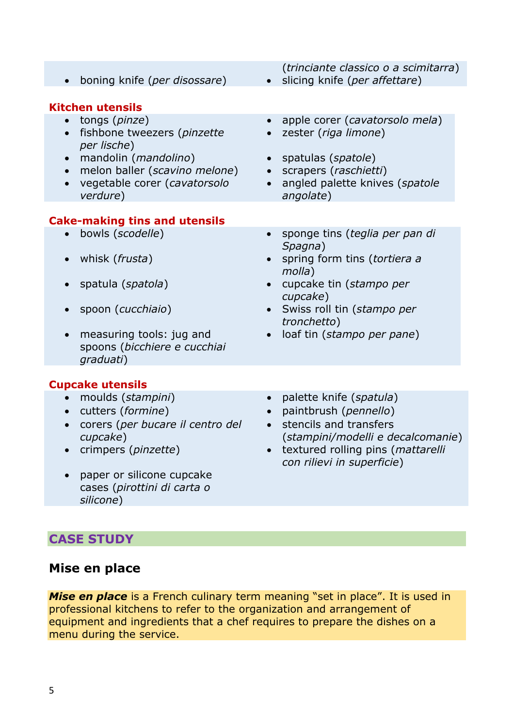- boning knife (*per disossare*)
- (*trinciante classico o a scimitarra*)
- slicing knife (*per affettare*)

**Kitchen utensils**

- tongs (*pinze*)
- fishbone tweezers (*pinzette per lische*)
- mandolin (*mandolino*)
- melon baller (*scavino melone*)
- vegetable corer (*cavatorsolo verdure*)
- apple corer (*cavatorsolo mela*)
- zester (*riga limone*)
- spatulas (*spatole*)
- scrapers (*raschietti*)
- angled palette knives (*spatole angolate*)

**Cake-making tins and utensils**

- bowls (*scodelle*)
- whisk (*frusta*)
- spatula (*spatola*)
- spoon (*cucchiaio*)
- measuring tools: jug and spoons (*bicchiere e cucchiai graduati*)
- sponge tins (*teglia per pan di Spagna*)
- spring form tins (*tortiera a molla*)
- cupcake tin (*stampo per cupcake*)
- Swiss roll tin (*stampo per tronchetto*)
- loaf tin (*stampo per pane*)

**Cupcake utensils**

- moulds (*stampini*)
- cutters (*formine*)
- corers (*per bucare il centro del cupcake*)
- crimpers (*pinzette*)
- paper or silicone cupcake cases (*pirottini di carta o silicone*)
- palette knife (*spatula*)
- paintbrush (*pennello*)
- stencils and transfers (*stampini/modelli e decalcomanie*)
- textured rolling pins (*mattarelli con rilievi in superficie*)

## CASE STUDY

### Mise en place

***Mise en place*** is a French culinary term meaning "set in place". It is used in professional kitchens to refer to the organization and arrangement of equipment and ingredients that a chef requires to prepare the dishes on a menu during the service.